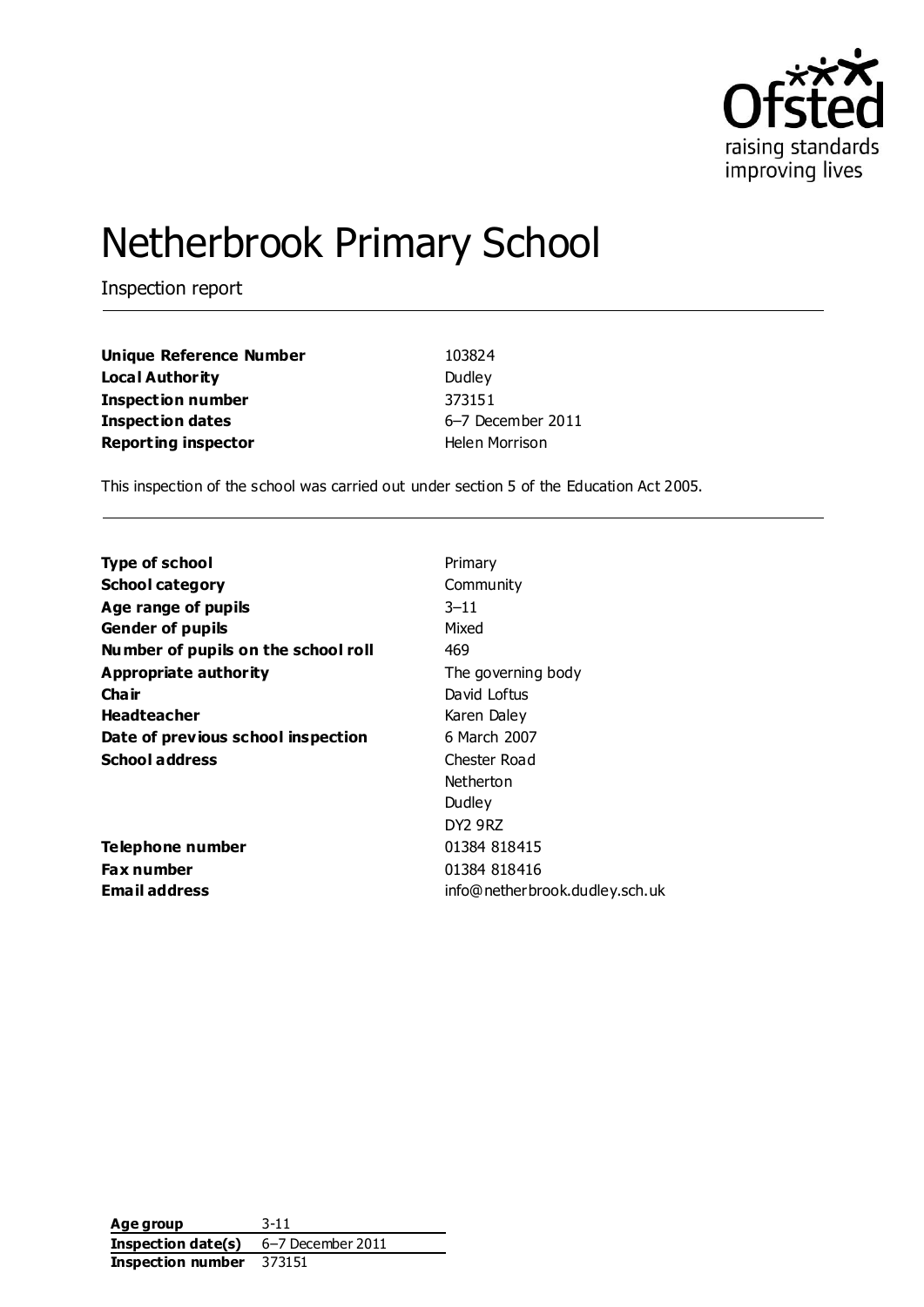# Netherbrook Primary School

Inspection report

| | |
|---|---|
| **Unique Reference Number** | 103824 |
| **Local Authority** | Dudley |
| **Inspection number** | 373151 |
| **Inspection dates** | 6–7 December 2011 |
| **Reporting inspector** | Helen Morrison |

This inspection of the school was carried out under section 5 of the Education Act 2005.

| | |
|---|---|
| **Type of school** | Primary |
| **School category** | Community |
| **Age range of pupils** | 3–11 |
| **Gender of pupils** | Mixed |
| **Number of pupils on the school roll** | 469 |
| **Appropriate authority** | The governing body |
| **Chair** | David Loftus |
| **Headteacher** | Karen Daley |
| **Date of previous school inspection** | 6 March 2007 |
| **School address** | Chester Road<br>Netherton<br>Dudley<br>DY2 9RZ |
| **Telephone number** | 01384 818415 |
| **Fax number** | 01384 818416 |
| **Email address** | info@netherbrook.dudley.sch.uk |

| | |
|---|---|
| **Age group** | 3-11 |
| **Inspection date(s)** | 6–7 December 2011 |
| **Inspection number** | 373151 |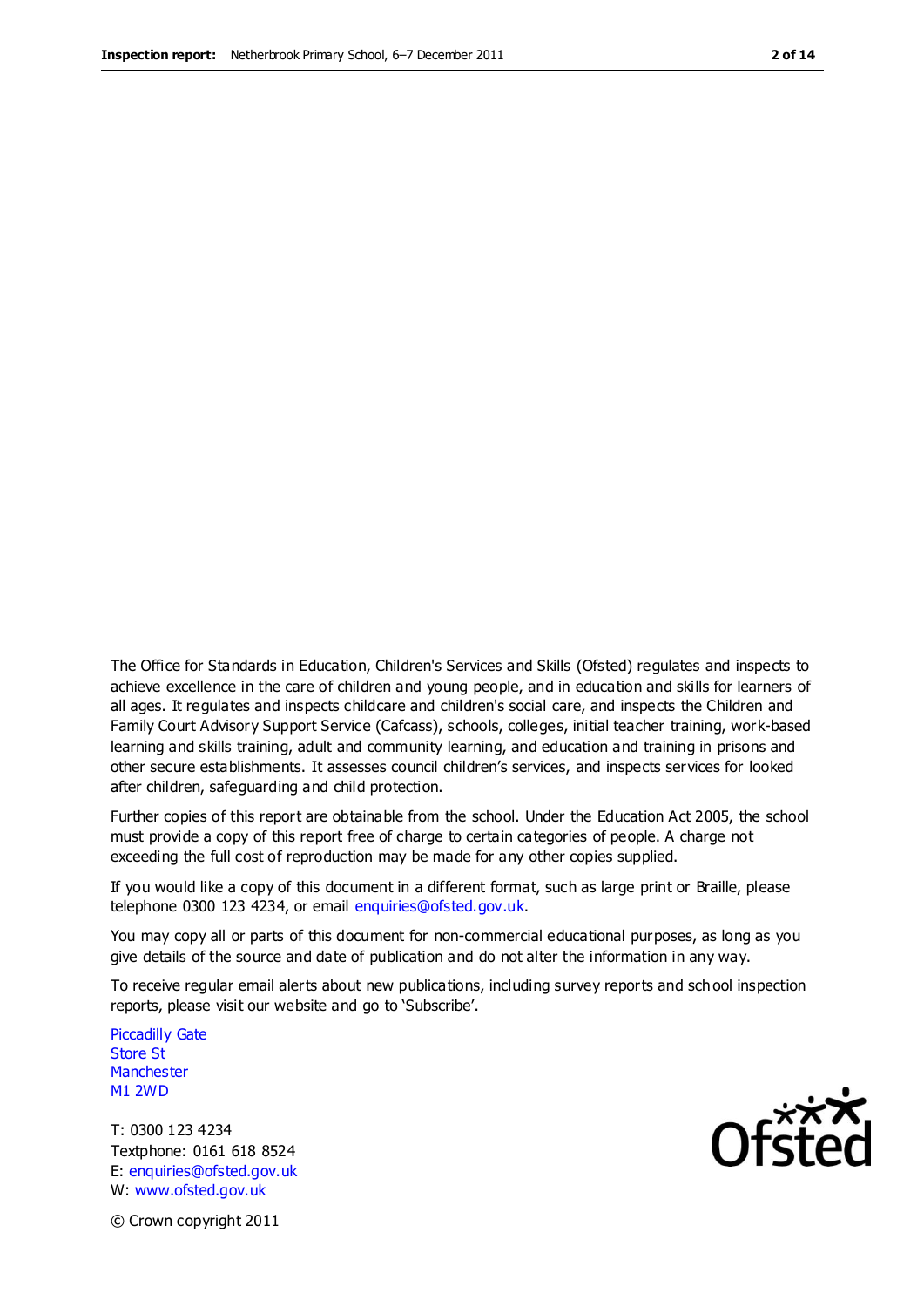The Office for Standards in Education, Children's Services and Skills (Ofsted) regulates and inspects to achieve excellence in the care of children and young people, and in education and skills for learners of all ages. It regulates and inspects childcare and children's social care, and inspects the Children and Family Court Advisory Support Service (Cafcass), schools, colleges, initial teacher training, work-based learning and skills training, adult and community learning, and education and training in prisons and other secure establishments. It assesses council children's services, and inspects services for looked after children, safeguarding and child protection.

Further copies of this report are obtainable from the school. Under the Education Act 2005, the school must provide a copy of this report free of charge to certain categories of people. A charge not exceeding the full cost of reproduction may be made for any other copies supplied.

If you would like a copy of this document in a different format, such as large print or Braille, please telephone 0300 123 4234, or email enquiries@ofsted.gov.uk.

You may copy all or parts of this document for non-commercial educational purposes, as long as you give details of the source and date of publication and do not alter the information in any way.

To receive regular email alerts about new publications, including survey reports and school inspection reports, please visit our website and go to 'Subscribe'.

Piccadilly Gate
Store St
Manchester
M1 2WD

T: 0300 123 4234
Textphone: 0161 618 8524
E: enquiries@ofsted.gov.uk
W: www.ofsted.gov.uk

© Crown copyright 2011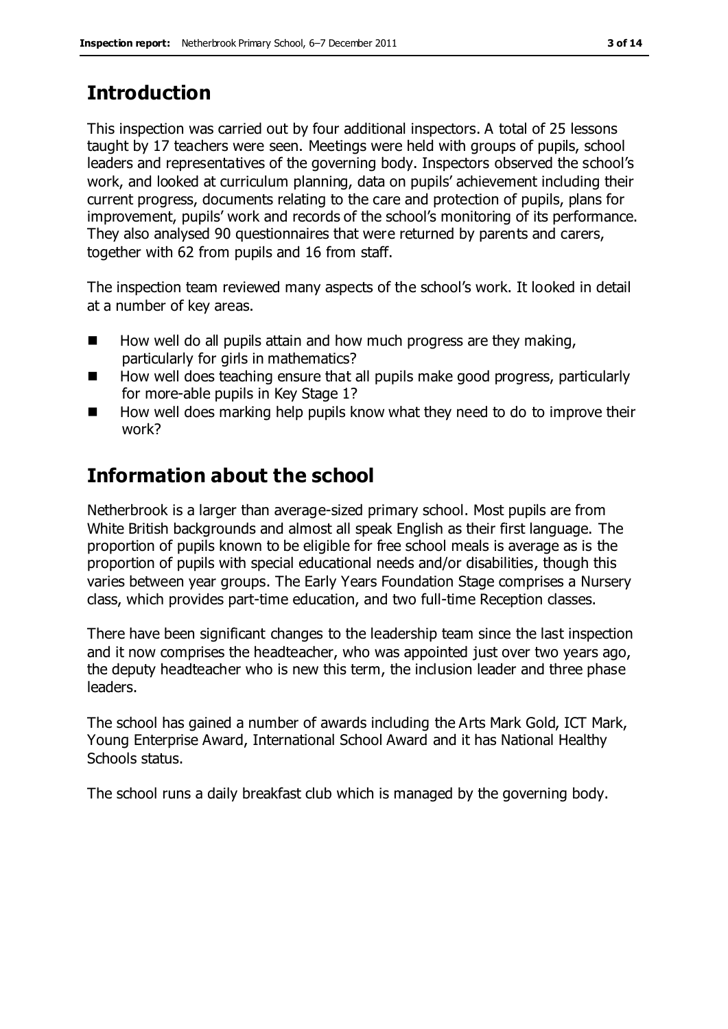## Introduction

This inspection was carried out by four additional inspectors. A total of 25 lessons taught by 17 teachers were seen. Meetings were held with groups of pupils, school leaders and representatives of the governing body. Inspectors observed the school's work, and looked at curriculum planning, data on pupils' achievement including their current progress, documents relating to the care and protection of pupils, plans for improvement, pupils' work and records of the school's monitoring of its performance. They also analysed 90 questionnaires that were returned by parents and carers, together with 62 from pupils and 16 from staff.

The inspection team reviewed many aspects of the school's work. It looked in detail at a number of key areas.

- How well do all pupils attain and how much progress are they making, particularly for girls in mathematics?
- How well does teaching ensure that all pupils make good progress, particularly for more-able pupils in Key Stage 1?
- How well does marking help pupils know what they need to do to improve their work?

## Information about the school

Netherbrook is a larger than average-sized primary school. Most pupils are from White British backgrounds and almost all speak English as their first language. The proportion of pupils known to be eligible for free school meals is average as is the proportion of pupils with special educational needs and/or disabilities, though this varies between year groups. The Early Years Foundation Stage comprises a Nursery class, which provides part-time education, and two full-time Reception classes.

There have been significant changes to the leadership team since the last inspection and it now comprises the headteacher, who was appointed just over two years ago, the deputy headteacher who is new this term, the inclusion leader and three phase leaders.

The school has gained a number of awards including the Arts Mark Gold, ICT Mark, Young Enterprise Award, International School Award and it has National Healthy Schools status.

The school runs a daily breakfast club which is managed by the governing body.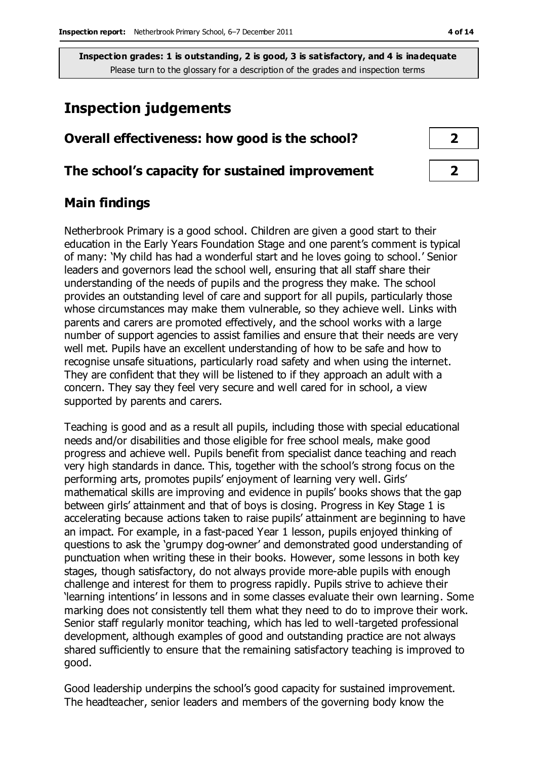**Inspection grades: 1 is outstanding, 2 is good, 3 is satisfactory, and 4 is inadequate**
Please turn to the glossary for a description of the grades and inspection terms

# Inspection judgements

| | |
|---|---|
| **Overall effectiveness: how good is the school?** | **2** |
| **The school's capacity for sustained improvement** | **2** |

## Main findings

Netherbrook Primary is a good school. Children are given a good start to their education in the Early Years Foundation Stage and one parent's comment is typical of many: 'My child has had a wonderful start and he loves going to school.' Senior leaders and governors lead the school well, ensuring that all staff share their understanding of the needs of pupils and the progress they make. The school provides an outstanding level of care and support for all pupils, particularly those whose circumstances may make them vulnerable, so they achieve well. Links with parents and carers are promoted effectively, and the school works with a large number of support agencies to assist families and ensure that their needs are very well met. Pupils have an excellent understanding of how to be safe and how to recognise unsafe situations, particularly road safety and when using the internet. They are confident that they will be listened to if they approach an adult with a concern. They say they feel very secure and well cared for in school, a view supported by parents and carers.

Teaching is good and as a result all pupils, including those with special educational needs and/or disabilities and those eligible for free school meals, make good progress and achieve well. Pupils benefit from specialist dance teaching and reach very high standards in dance. This, together with the school's strong focus on the performing arts, promotes pupils' enjoyment of learning very well. Girls' mathematical skills are improving and evidence in pupils' books shows that the gap between girls' attainment and that of boys is closing. Progress in Key Stage 1 is accelerating because actions taken to raise pupils' attainment are beginning to have an impact. For example, in a fast-paced Year 1 lesson, pupils enjoyed thinking of questions to ask the 'grumpy dog-owner' and demonstrated good understanding of punctuation when writing these in their books. However, some lessons in both key stages, though satisfactory, do not always provide more-able pupils with enough challenge and interest for them to progress rapidly. Pupils strive to achieve their 'learning intentions' in lessons and in some classes evaluate their own learning. Some marking does not consistently tell them what they need to do to improve their work. Senior staff regularly monitor teaching, which has led to well-targeted professional development, although examples of good and outstanding practice are not always shared sufficiently to ensure that the remaining satisfactory teaching is improved to good.

Good leadership underpins the school's good capacity for sustained improvement. The headteacher, senior leaders and members of the governing body know the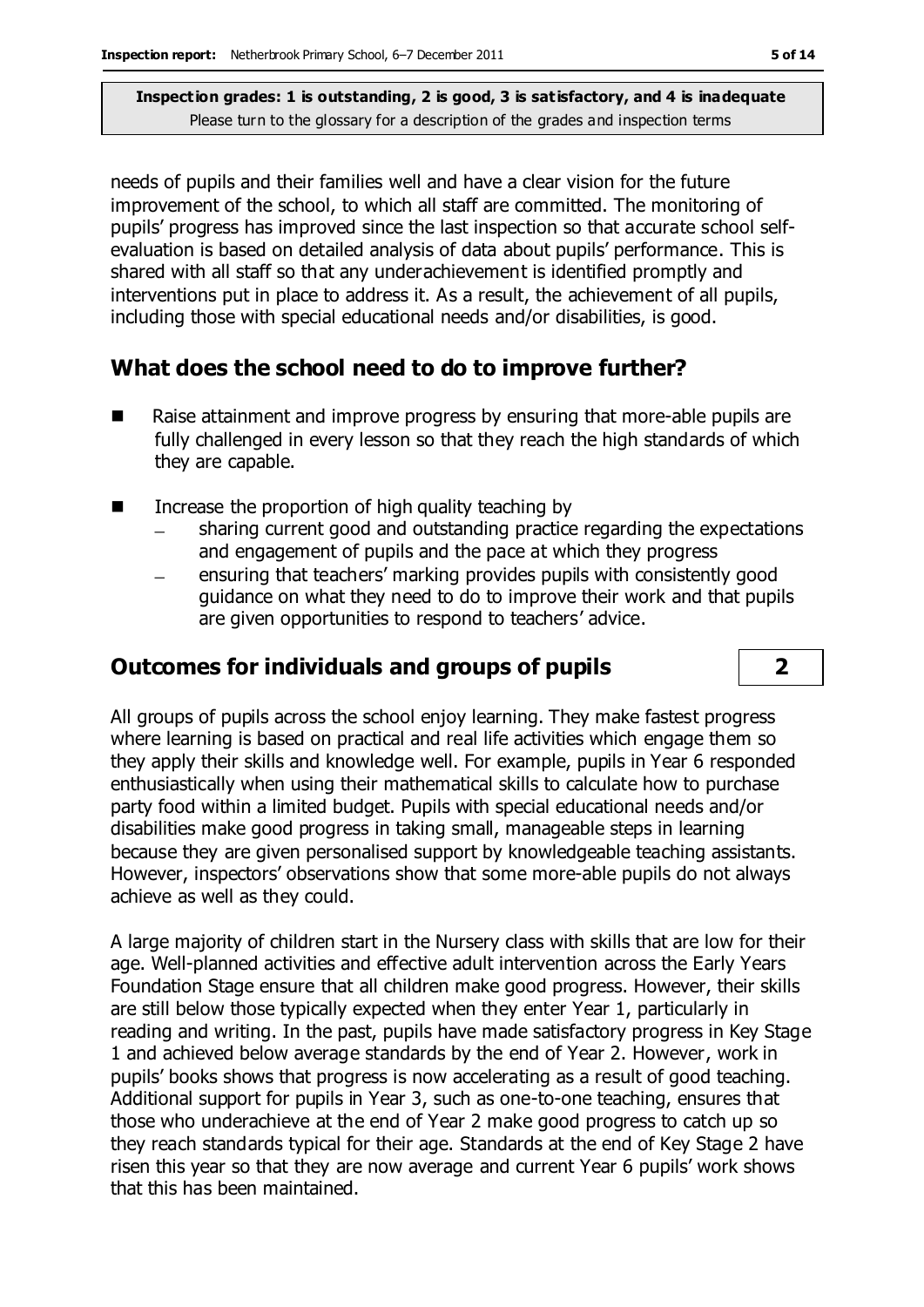needs of pupils and their families well and have a clear vision for the future improvement of the school, to which all staff are committed. The monitoring of pupils' progress has improved since the last inspection so that accurate school self-evaluation is based on detailed analysis of data about pupils' performance. This is shared with all staff so that any underachievement is identified promptly and interventions put in place to address it. As a result, the achievement of all pupils, including those with special educational needs and/or disabilities, is good.

## What does the school need to do to improve further?

- Raise attainment and improve progress by ensuring that more-able pupils are fully challenged in every lesson so that they reach the high standards of which they are capable.
- Increase the proportion of high quality teaching by
  - sharing current good and outstanding practice regarding the expectations and engagement of pupils and the pace at which they progress
  - ensuring that teachers' marking provides pupils with consistently good guidance on what they need to do to improve their work and that pupils are given opportunities to respond to teachers' advice.

## Outcomes for individuals and groups of pupils — 2

All groups of pupils across the school enjoy learning. They make fastest progress where learning is based on practical and real life activities which engage them so they apply their skills and knowledge well. For example, pupils in Year 6 responded enthusiastically when using their mathematical skills to calculate how to purchase party food within a limited budget. Pupils with special educational needs and/or disabilities make good progress in taking small, manageable steps in learning because they are given personalised support by knowledgeable teaching assistants. However, inspectors' observations show that some more-able pupils do not always achieve as well as they could.

A large majority of children start in the Nursery class with skills that are low for their age. Well-planned activities and effective adult intervention across the Early Years Foundation Stage ensure that all children make good progress. However, their skills are still below those typically expected when they enter Year 1, particularly in reading and writing. In the past, pupils have made satisfactory progress in Key Stage 1 and achieved below average standards by the end of Year 2. However, work in pupils' books shows that progress is now accelerating as a result of good teaching. Additional support for pupils in Year 3, such as one-to-one teaching, ensures that those who underachieve at the end of Year 2 make good progress to catch up so they reach standards typical for their age. Standards at the end of Key Stage 2 have risen this year so that they are now average and current Year 6 pupils' work shows that this has been maintained.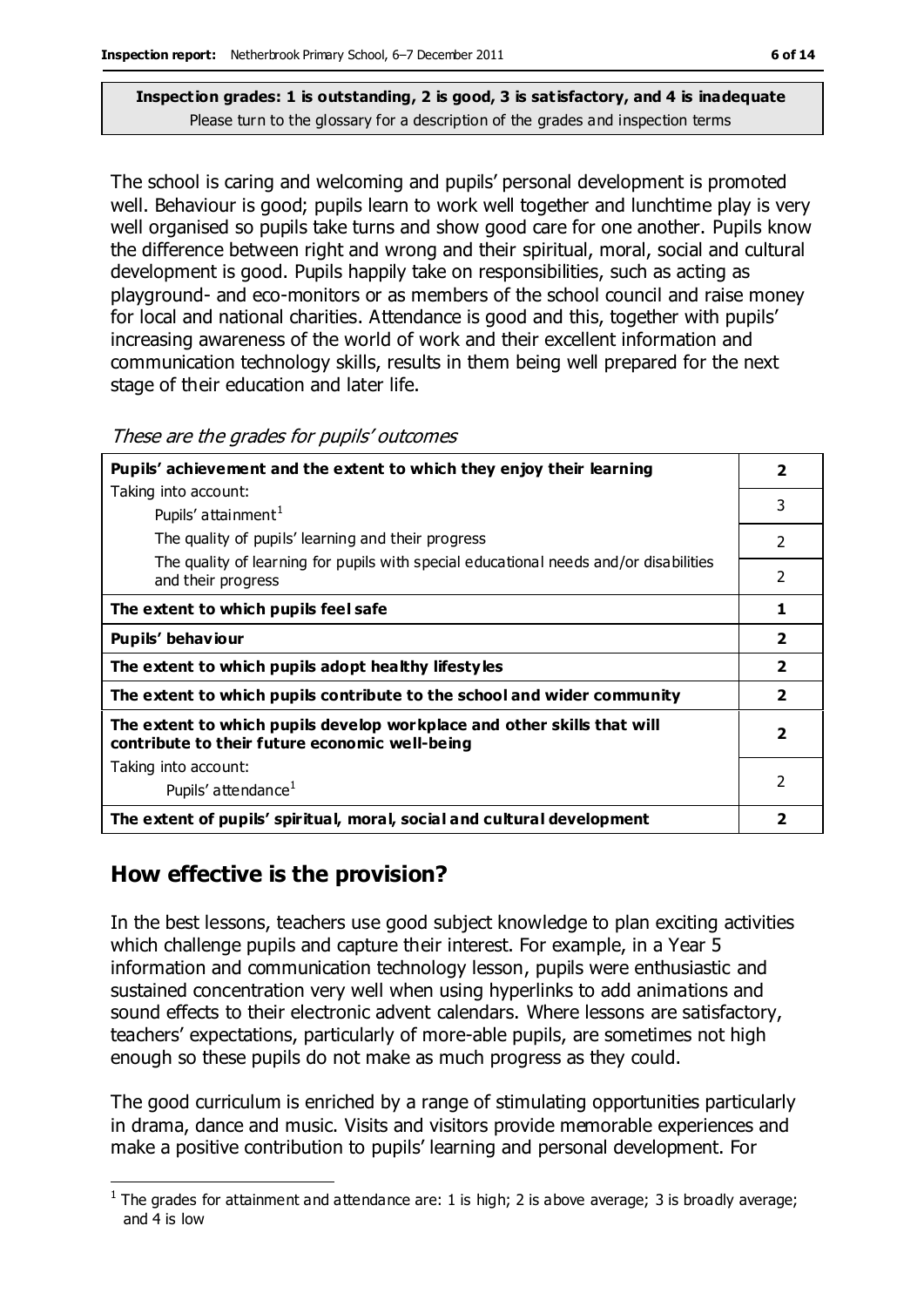**Inspection grades: 1 is outstanding, 2 is good, 3 is satisfactory, and 4 is inadequate**
Please turn to the glossary for a description of the grades and inspection terms

The school is caring and welcoming and pupils' personal development is promoted well. Behaviour is good; pupils learn to work well together and lunchtime play is very well organised so pupils take turns and show good care for one another. Pupils know the difference between right and wrong and their spiritual, moral, social and cultural development is good. Pupils happily take on responsibilities, such as acting as playground- and eco-monitors or as members of the school council and raise money for local and national charities. Attendance is good and this, together with pupils' increasing awareness of the world of work and their excellent information and communication technology skills, results in them being well prepared for the next stage of their education and later life.

*These are the grades for pupils' outcomes*

| | |
|---|---|
| **Pupils' achievement and the extent to which they enjoy their learning** | **2** |
| Taking into account: Pupils' attainment[1] | 3 |
| The quality of pupils' learning and their progress | 2 |
| The quality of learning for pupils with special educational needs and/or disabilities and their progress | 2 |
| **The extent to which pupils feel safe** | **1** |
| **Pupils' behaviour** | **2** |
| **The extent to which pupils adopt healthy lifestyles** | **2** |
| **The extent to which pupils contribute to the school and wider community** | **2** |
| **The extent to which pupils develop workplace and other skills that will contribute to their future economic well-being** | **2** |
| Taking into account: Pupils' attendance[1] | 2 |
| **The extent of pupils' spiritual, moral, social and cultural development** | **2** |

## How effective is the provision?

In the best lessons, teachers use good subject knowledge to plan exciting activities which challenge pupils and capture their interest. For example, in a Year 5 information and communication technology lesson, pupils were enthusiastic and sustained concentration very well when using hyperlinks to add animations and sound effects to their electronic advent calendars. Where lessons are satisfactory, teachers' expectations, particularly of more-able pupils, are sometimes not high enough so these pupils do not make as much progress as they could.

The good curriculum is enriched by a range of stimulating opportunities particularly in drama, dance and music. Visits and visitors provide memorable experiences and make a positive contribution to pupils' learning and personal development. For

[1] The grades for attainment and attendance are: 1 is high; 2 is above average; 3 is broadly average; and 4 is low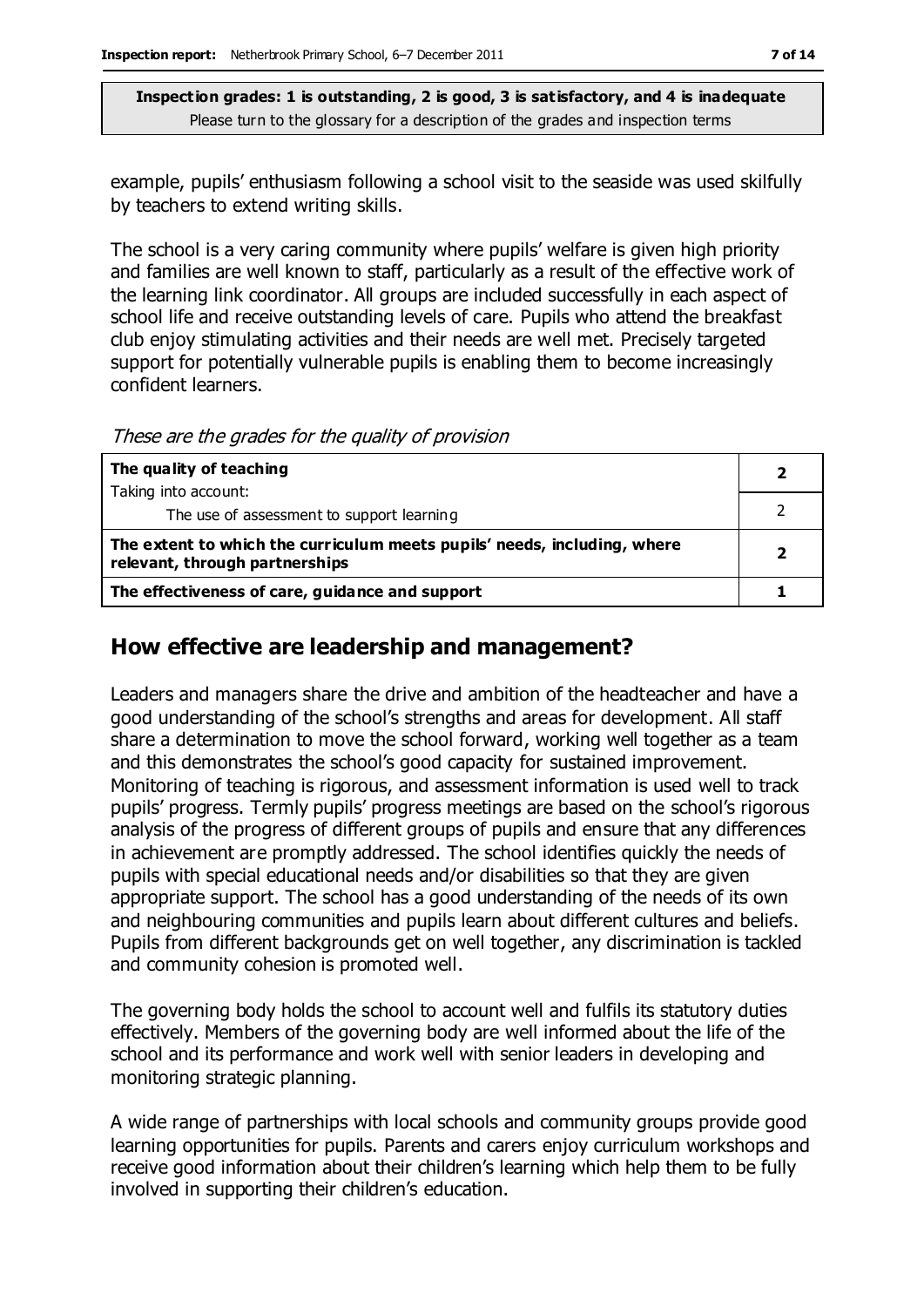**Inspection grades: 1 is outstanding, 2 is good, 3 is satisfactory, and 4 is inadequate**
Please turn to the glossary for a description of the grades and inspection terms

example, pupils' enthusiasm following a school visit to the seaside was used skilfully by teachers to extend writing skills.

The school is a very caring community where pupils' welfare is given high priority and families are well known to staff, particularly as a result of the effective work of the learning link coordinator. All groups are included successfully in each aspect of school life and receive outstanding levels of care. Pupils who attend the breakfast club enjoy stimulating activities and their needs are well met. Precisely targeted support for potentially vulnerable pupils is enabling them to become increasingly confident learners.

*These are the grades for the quality of provision*

| | |
|---|---|
| **The quality of teaching** | **2** |
| Taking into account:<br>The use of assessment to support learning | 2 |
| **The extent to which the curriculum meets pupils' needs, including, where relevant, through partnerships** | **2** |
| **The effectiveness of care, guidance and support** | **1** |

## How effective are leadership and management?

Leaders and managers share the drive and ambition of the headteacher and have a good understanding of the school's strengths and areas for development. All staff share a determination to move the school forward, working well together as a team and this demonstrates the school's good capacity for sustained improvement. Monitoring of teaching is rigorous, and assessment information is used well to track pupils' progress. Termly pupils' progress meetings are based on the school's rigorous analysis of the progress of different groups of pupils and ensure that any differences in achievement are promptly addressed. The school identifies quickly the needs of pupils with special educational needs and/or disabilities so that they are given appropriate support. The school has a good understanding of the needs of its own and neighbouring communities and pupils learn about different cultures and beliefs. Pupils from different backgrounds get on well together, any discrimination is tackled and community cohesion is promoted well.

The governing body holds the school to account well and fulfils its statutory duties effectively. Members of the governing body are well informed about the life of the school and its performance and work well with senior leaders in developing and monitoring strategic planning.

A wide range of partnerships with local schools and community groups provide good learning opportunities for pupils. Parents and carers enjoy curriculum workshops and receive good information about their children's learning which help them to be fully involved in supporting their children's education.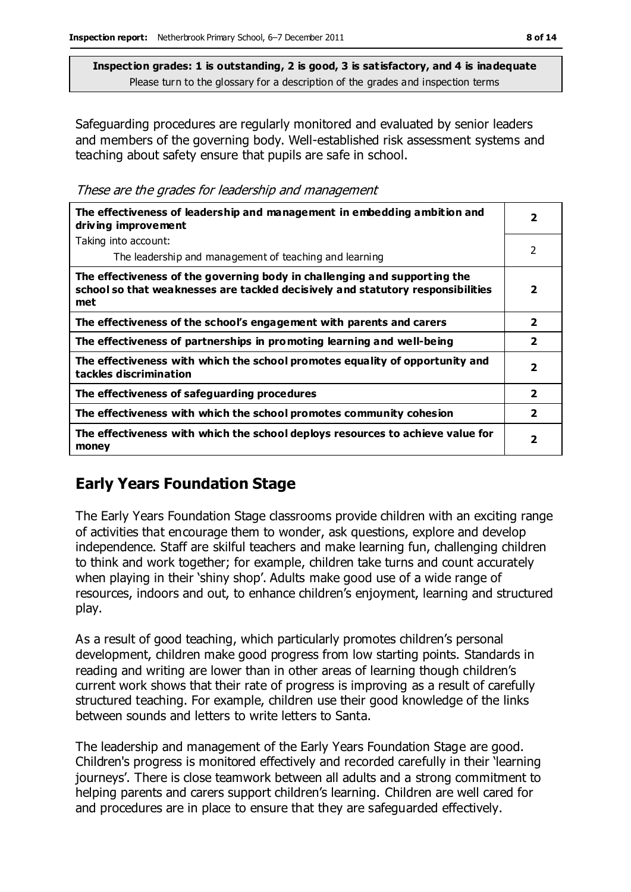**Inspection grades: 1 is outstanding, 2 is good, 3 is satisfactory, and 4 is inadequate**
Please turn to the glossary for a description of the grades and inspection terms

Safeguarding procedures are regularly monitored and evaluated by senior leaders and members of the governing body. Well-established risk assessment systems and teaching about safety ensure that pupils are safe in school.

*These are the grades for leadership and management*

| | |
|---|---|
| **The effectiveness of leadership and management in embedding ambition and driving improvement** | **2** |
| Taking into account:<br>The leadership and management of teaching and learning | 2 |
| **The effectiveness of the governing body in challenging and supporting the school so that weaknesses are tackled decisively and statutory responsibilities met** | **2** |
| **The effectiveness of the school's engagement with parents and carers** | **2** |
| **The effectiveness of partnerships in promoting learning and well-being** | **2** |
| **The effectiveness with which the school promotes equality of opportunity and tackles discrimination** | **2** |
| **The effectiveness of safeguarding procedures** | **2** |
| **The effectiveness with which the school promotes community cohesion** | **2** |
| **The effectiveness with which the school deploys resources to achieve value for money** | **2** |

## Early Years Foundation Stage

The Early Years Foundation Stage classrooms provide children with an exciting range of activities that encourage them to wonder, ask questions, explore and develop independence. Staff are skilful teachers and make learning fun, challenging children to think and work together; for example, children take turns and count accurately when playing in their 'shiny shop'. Adults make good use of a wide range of resources, indoors and out, to enhance children's enjoyment, learning and structured play.

As a result of good teaching, which particularly promotes children's personal development, children make good progress from low starting points. Standards in reading and writing are lower than in other areas of learning though children's current work shows that their rate of progress is improving as a result of carefully structured teaching. For example, children use their good knowledge of the links between sounds and letters to write letters to Santa.

The leadership and management of the Early Years Foundation Stage are good. Children's progress is monitored effectively and recorded carefully in their 'learning journeys'. There is close teamwork between all adults and a strong commitment to helping parents and carers support children's learning. Children are well cared for and procedures are in place to ensure that they are safeguarded effectively.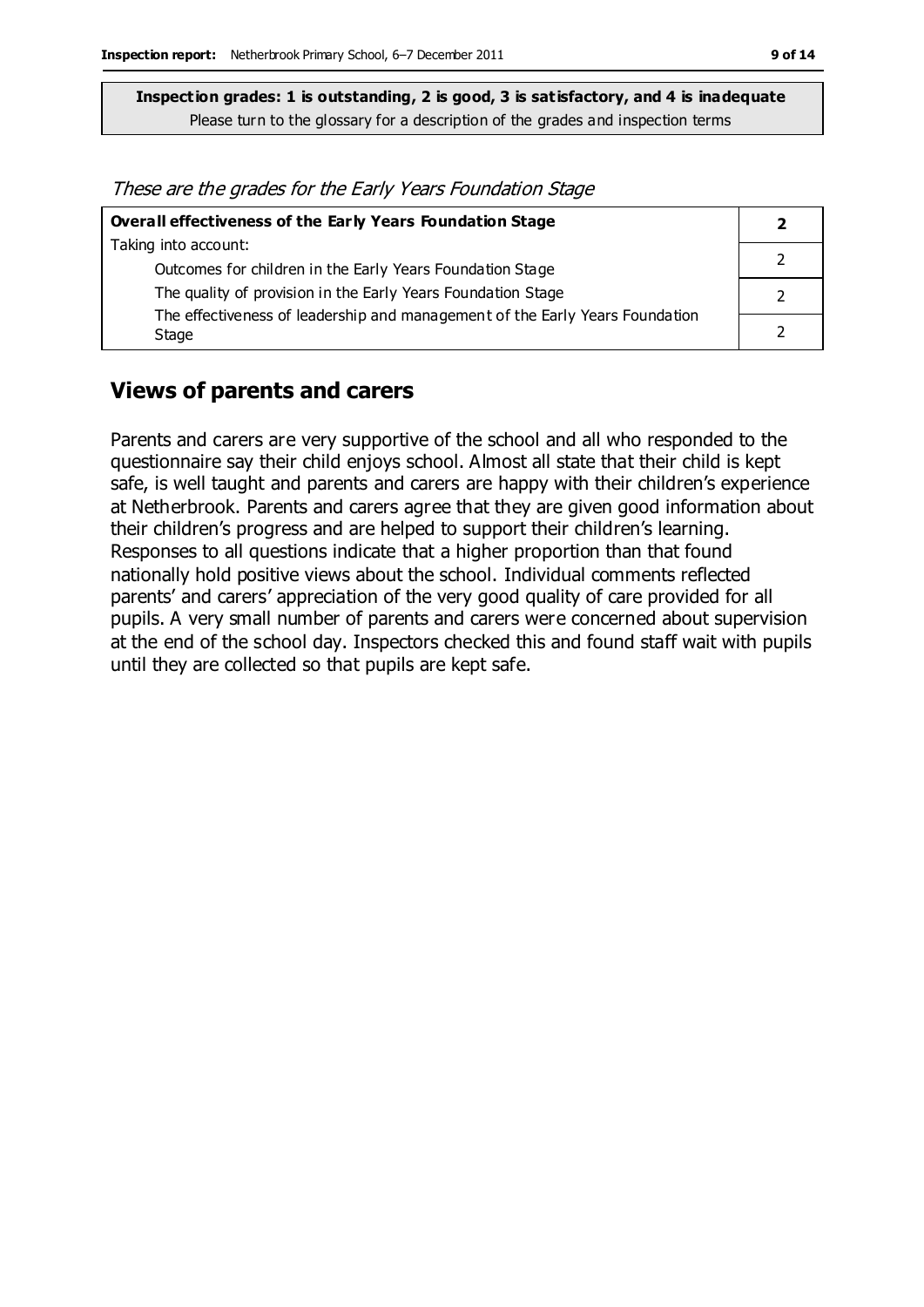**Inspection grades: 1 is outstanding, 2 is good, 3 is satisfactory, and 4 is inadequate**
Please turn to the glossary for a description of the grades and inspection terms

*These are the grades for the Early Years Foundation Stage*

| **Overall effectiveness of the Early Years Foundation Stage** | **2** |
|---|---|
| Taking into account: | |
| Outcomes for children in the Early Years Foundation Stage | 2 |
| The quality of provision in the Early Years Foundation Stage | 2 |
| The effectiveness of leadership and management of the Early Years Foundation Stage | 2 |

## Views of parents and carers

Parents and carers are very supportive of the school and all who responded to the questionnaire say their child enjoys school. Almost all state that their child is kept safe, is well taught and parents and carers are happy with their children's experience at Netherbrook. Parents and carers agree that they are given good information about their children's progress and are helped to support their children's learning. Responses to all questions indicate that a higher proportion than that found nationally hold positive views about the school. Individual comments reflected parents' and carers' appreciation of the very good quality of care provided for all pupils. A very small number of parents and carers were concerned about supervision at the end of the school day. Inspectors checked this and found staff wait with pupils until they are collected so that pupils are kept safe.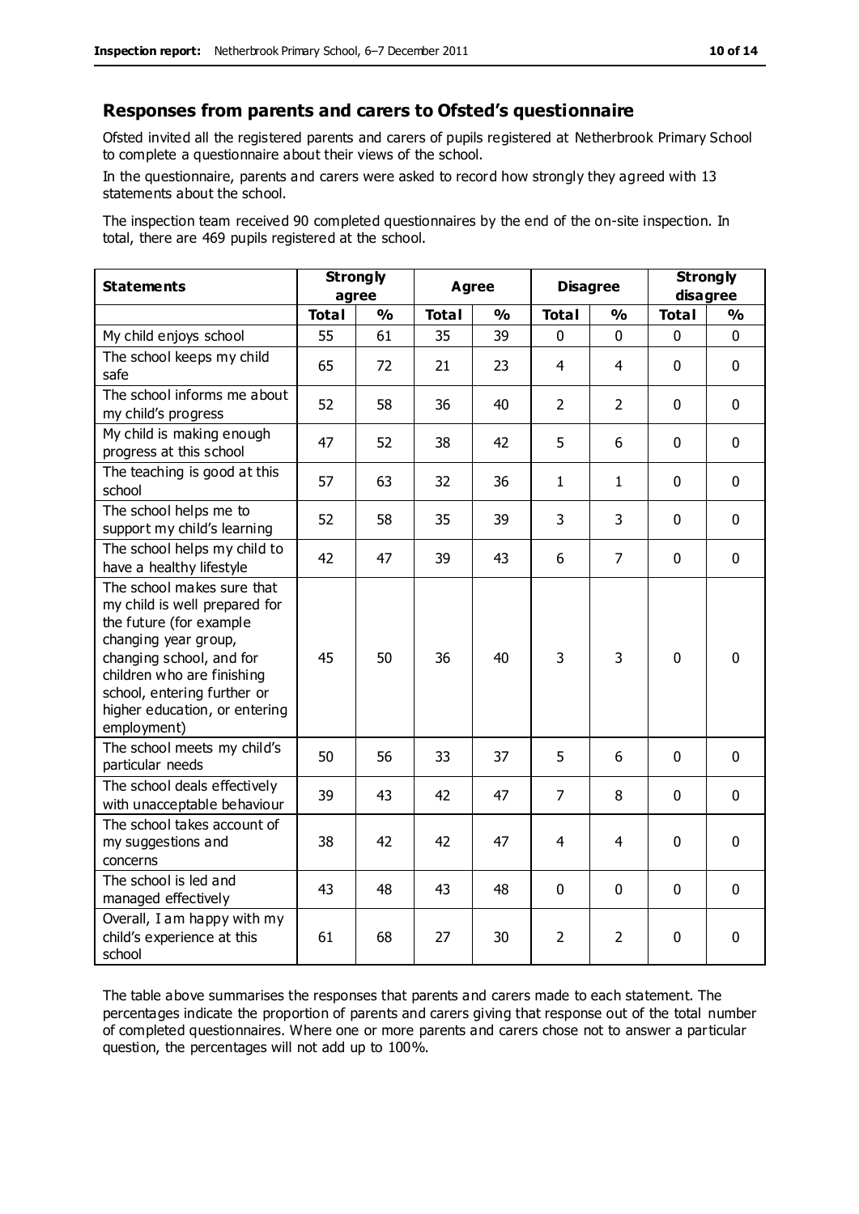## Responses from parents and carers to Ofsted's questionnaire

Ofsted invited all the registered parents and carers of pupils registered at Netherbrook Primary School to complete a questionnaire about their views of the school.

In the questionnaire, parents and carers were asked to record how strongly they agreed with 13 statements about the school.

The inspection team received 90 completed questionnaires by the end of the on-site inspection. In total, there are 469 pupils registered at the school.

| **Statements** | **Strongly agree** | | **Agree** | | **Disagree** | | **Strongly disagree** | |
|---|---|---|---|---|---|---|---|---|
| | **Total** | **%** | **Total** | **%** | **Total** | **%** | **Total** | **%** |
| My child enjoys school | 55 | 61 | 35 | 39 | 0 | 0 | 0 | 0 |
| The school keeps my child safe | 65 | 72 | 21 | 23 | 4 | 4 | 0 | 0 |
| The school informs me about my child's progress | 52 | 58 | 36 | 40 | 2 | 2 | 0 | 0 |
| My child is making enough progress at this school | 47 | 52 | 38 | 42 | 5 | 6 | 0 | 0 |
| The teaching is good at this school | 57 | 63 | 32 | 36 | 1 | 1 | 0 | 0 |
| The school helps me to support my child's learning | 52 | 58 | 35 | 39 | 3 | 3 | 0 | 0 |
| The school helps my child to have a healthy lifestyle | 42 | 47 | 39 | 43 | 6 | 7 | 0 | 0 |
| The school makes sure that my child is well prepared for the future (for example changing year group, changing school, and for children who are finishing school, entering further or higher education, or entering employment) | 45 | 50 | 36 | 40 | 3 | 3 | 0 | 0 |
| The school meets my child's particular needs | 50 | 56 | 33 | 37 | 5 | 6 | 0 | 0 |
| The school deals effectively with unacceptable behaviour | 39 | 43 | 42 | 47 | 7 | 8 | 0 | 0 |
| The school takes account of my suggestions and concerns | 38 | 42 | 42 | 47 | 4 | 4 | 0 | 0 |
| The school is led and managed effectively | 43 | 48 | 43 | 48 | 0 | 0 | 0 | 0 |
| Overall, I am happy with my child's experience at this school | 61 | 68 | 27 | 30 | 2 | 2 | 0 | 0 |

The table above summarises the responses that parents and carers made to each statement. The percentages indicate the proportion of parents and carers giving that response out of the total number of completed questionnaires. Where one or more parents and carers chose not to answer a particular question, the percentages will not add up to 100%.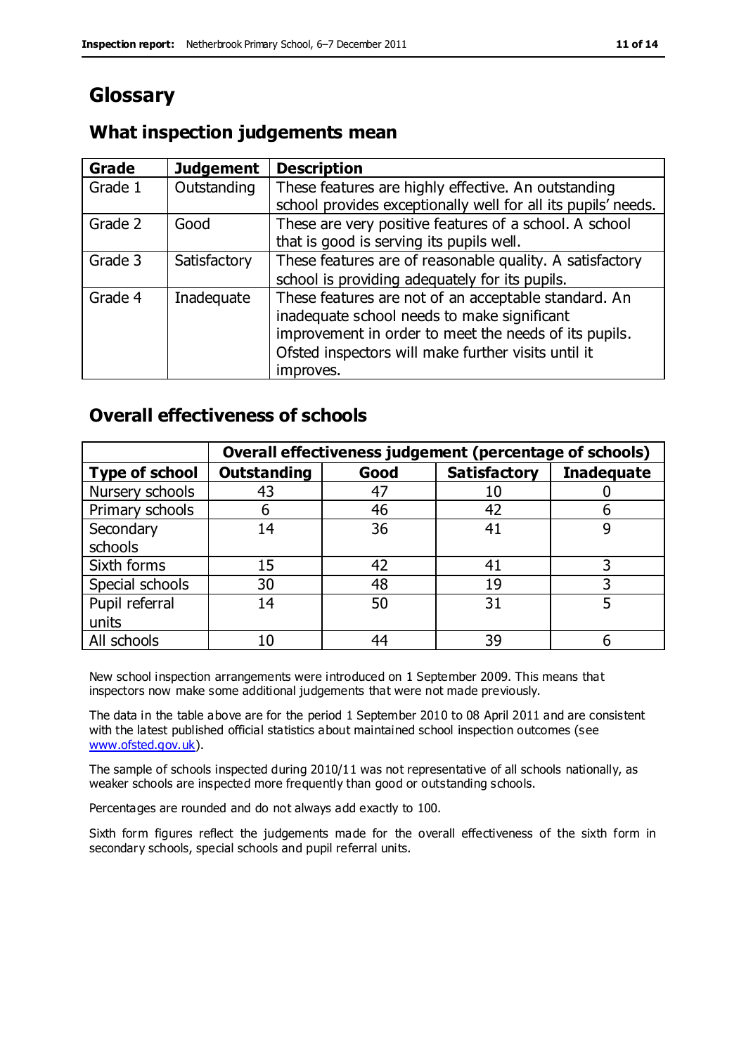# Glossary

## What inspection judgements mean

| Grade | Judgement | Description |
|---|---|---|
| Grade 1 | Outstanding | These features are highly effective. An outstanding school provides exceptionally well for all its pupils' needs. |
| Grade 2 | Good | These are very positive features of a school. A school that is good is serving its pupils well. |
| Grade 3 | Satisfactory | These features are of reasonable quality. A satisfactory school is providing adequately for its pupils. |
| Grade 4 | Inadequate | These features are not of an acceptable standard. An inadequate school needs to make significant improvement in order to meet the needs of its pupils. Ofsted inspectors will make further visits until it improves. |

## Overall effectiveness of schools

| | Overall effectiveness judgement (percentage of schools) | | | |
|---|---|---|---|---|
| **Type of school** | **Outstanding** | **Good** | **Satisfactory** | **Inadequate** |
| Nursery schools | 43 | 47 | 10 | 0 |
| Primary schools | 6 | 46 | 42 | 6 |
| Secondary schools | 14 | 36 | 41 | 9 |
| Sixth forms | 15 | 42 | 41 | 3 |
| Special schools | 30 | 48 | 19 | 3 |
| Pupil referral units | 14 | 50 | 31 | 5 |
| All schools | 10 | 44 | 39 | 6 |

New school inspection arrangements were introduced on 1 September 2009. This means that inspectors now make some additional judgements that were not made previously.

The data in the table above are for the period 1 September 2010 to 08 April 2011 and are consistent with the latest published official statistics about maintained school inspection outcomes (see www.ofsted.gov.uk).

The sample of schools inspected during 2010/11 was not representative of all schools nationally, as weaker schools are inspected more frequently than good or outstanding schools.

Percentages are rounded and do not always add exactly to 100.

Sixth form figures reflect the judgements made for the overall effectiveness of the sixth form in secondary schools, special schools and pupil referral units.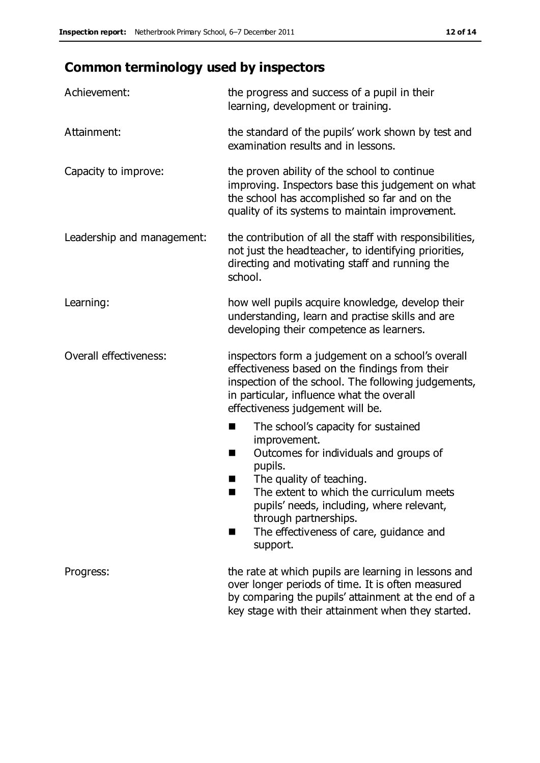## Common terminology used by inspectors

| | |
|---|---|
| Achievement: | the progress and success of a pupil in their learning, development or training. |
| Attainment: | the standard of the pupils' work shown by test and examination results and in lessons. |
| Capacity to improve: | the proven ability of the school to continue improving. Inspectors base this judgement on what the school has accomplished so far and on the quality of its systems to maintain improvement. |
| Leadership and management: | the contribution of all the staff with responsibilities, not just the headteacher, to identifying priorities, directing and motivating staff and running the school. |
| Learning: | how well pupils acquire knowledge, develop their understanding, learn and practise skills and are developing their competence as learners. |
| Overall effectiveness: | inspectors form a judgement on a school's overall effectiveness based on the findings from their inspection of the school. The following judgements, in particular, influence what the overall effectiveness judgement will be.<br>■ The school's capacity for sustained improvement.<br>■ Outcomes for individuals and groups of pupils.<br>■ The quality of teaching.<br>■ The extent to which the curriculum meets pupils' needs, including, where relevant, through partnerships.<br>■ The effectiveness of care, guidance and support. |
| Progress: | the rate at which pupils are learning in lessons and over longer periods of time. It is often measured by comparing the pupils' attainment at the end of a key stage with their attainment when they started. |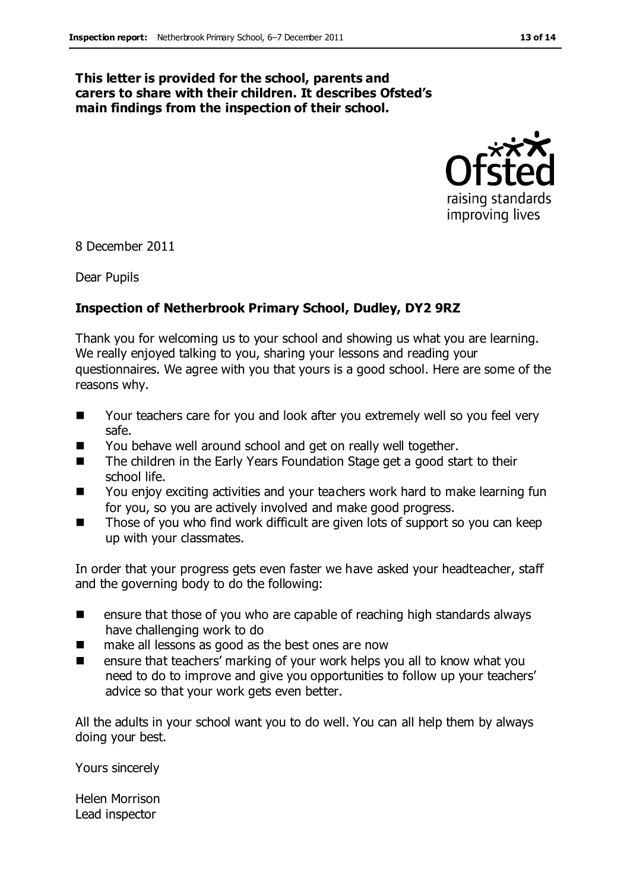**This letter is provided for the school, parents and carers to share with their children. It describes Ofsted's main findings from the inspection of their school.**

8 December 2011

Dear Pupils

**Inspection of Netherbrook Primary School, Dudley, DY2 9RZ**

Thank you for welcoming us to your school and showing us what you are learning. We really enjoyed talking to you, sharing your lessons and reading your questionnaires. We agree with you that yours is a good school. Here are some of the reasons why.

- Your teachers care for you and look after you extremely well so you feel very safe.
- You behave well around school and get on really well together.
- The children in the Early Years Foundation Stage get a good start to their school life.
- You enjoy exciting activities and your teachers work hard to make learning fun for you, so you are actively involved and make good progress.
- Those of you who find work difficult are given lots of support so you can keep up with your classmates.

In order that your progress gets even faster we have asked your headteacher, staff and the governing body to do the following:

- ensure that those of you who are capable of reaching high standards always have challenging work to do
- make all lessons as good as the best ones are now
- ensure that teachers' marking of your work helps you all to know what you need to do to improve and give you opportunities to follow up your teachers' advice so that your work gets even better.

All the adults in your school want you to do well. You can all help them by always doing your best.

Yours sincerely

Helen Morrison
Lead inspector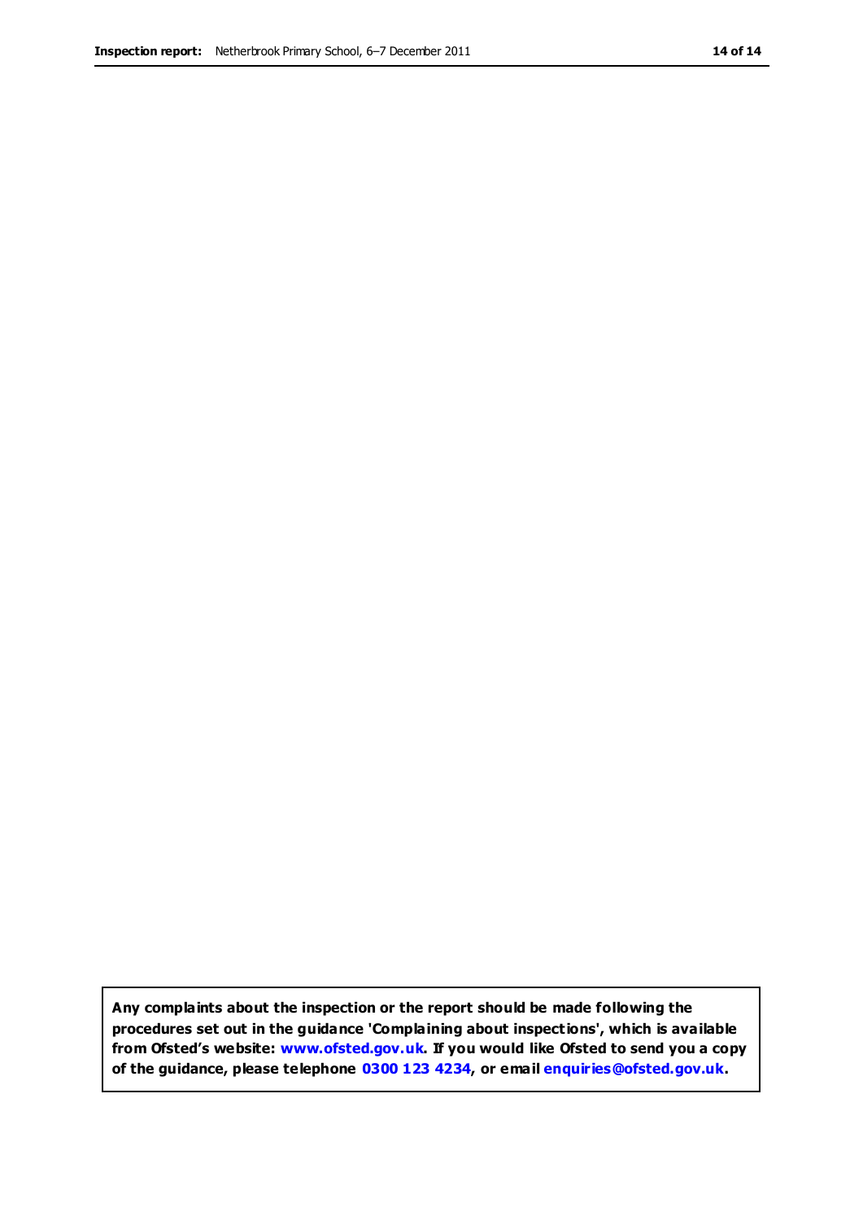**Any complaints about the inspection or the report should be made following the procedures set out in the guidance 'Complaining about inspections', which is available from Ofsted's website: www.ofsted.gov.uk. If you would like Ofsted to send you a copy of the guidance, please telephone 0300 123 4234, or email enquiries@ofsted.gov.uk.**